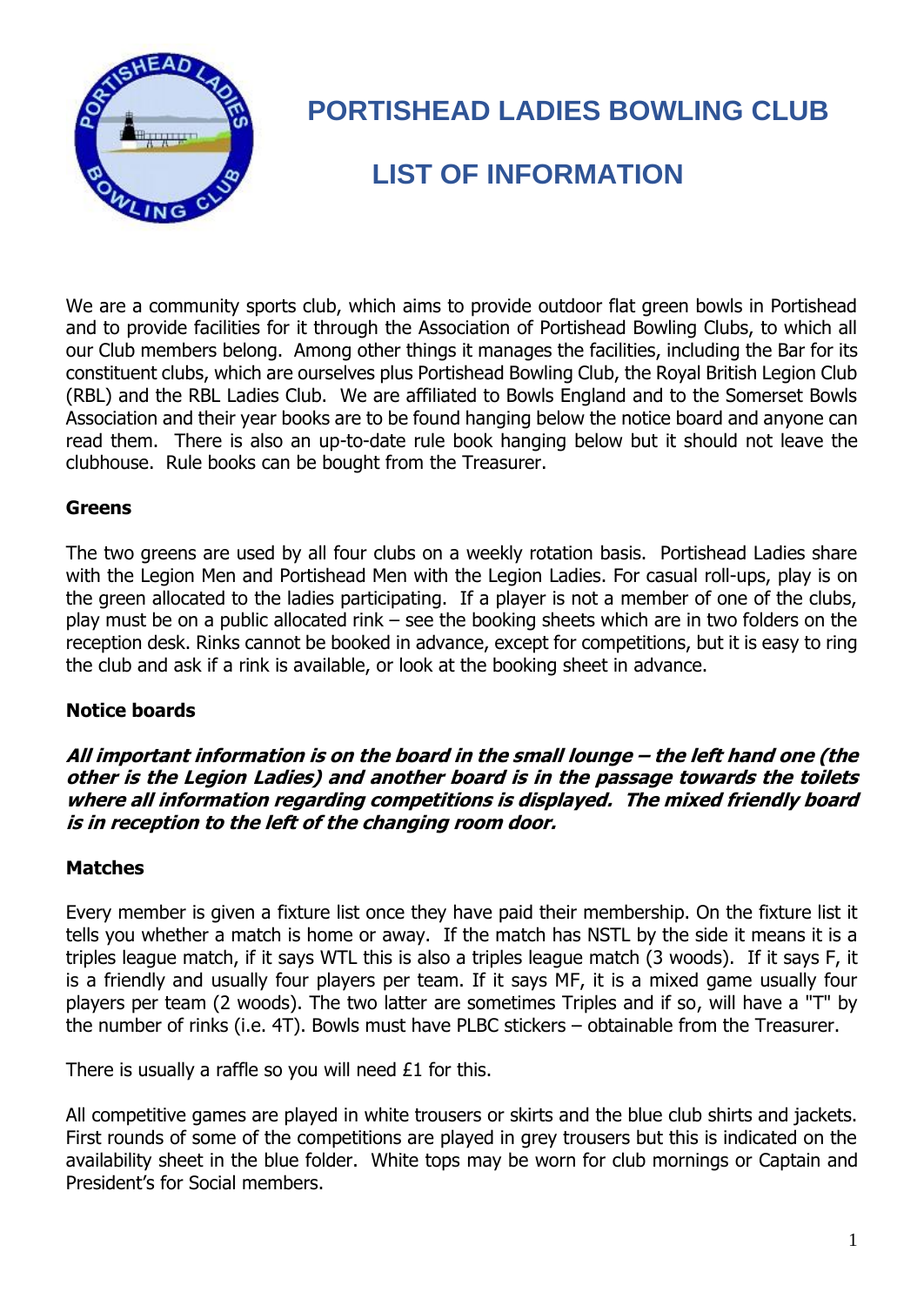# PORTISHEAD LADIES BOWLING CLUB

## LIST OF INFORMATION

We are a community sports club, which aims to provide outdoor flat green bowls in Portishead and to provide facilities for it through the Association of Portishead Bowling Clubs, to which all our Club members belong. Among other things it manages the facilities, including the Bar for its constituent clubs, which are ourselves plus Portishead Bowling Club, the Royal British Legion Club (RBL) and the RBL Ladies Club. We are affiliated to Bowls England and to the Somerset Bowls Association and their year books are to be found hanging below the notice board and anyone can read them. There is also an up-to-date rule book hanging below but it should not leave the clubhouse. Rule books can be bought from the Treasurer.

**Greens**

The two greens are used by all four clubs on a weekly rotation basis. Portishead Ladies share with the Legion Men and Portishead Men with the Legion Ladies. For casual roll-ups, play is on the green allocated to the ladies participating. If a player is not a member of one of the clubs, play must be on a public allocated rink – see the booking sheets which are in two folders on the reception desk. Rinks cannot be booked in advance, except for competitions, but it is easy to ring the club and ask if a rink is available, or look at the booking sheet in advance.

**Notice boards**

***All important information is on the board in the small lounge – the left hand one (the other is the Legion Ladies) and another board is in the passage towards the toilets where all information regarding competitions is displayed. The mixed friendly board is in reception to the left of the changing room door.***

**Matches**

Every member is given a fixture list once they have paid their membership. On the fixture list it tells you whether a match is home or away. If the match has NSTL by the side it means it is a triples league match, if it says WTL this is also a triples league match (3 woods). If it says F, it is a friendly and usually four players per team. If it says MF, it is a mixed game usually four players per team (2 woods). The two latter are sometimes Triples and if so, will have a "T" by the number of rinks (i.e. 4T). Bowls must have PLBC stickers – obtainable from the Treasurer.

There is usually a raffle so you will need £1 for this.

All competitive games are played in white trousers or skirts and the blue club shirts and jackets. First rounds of some of the competitions are played in grey trousers but this is indicated on the availability sheet in the blue folder. White tops may be worn for club mornings or Captain and President's for Social members.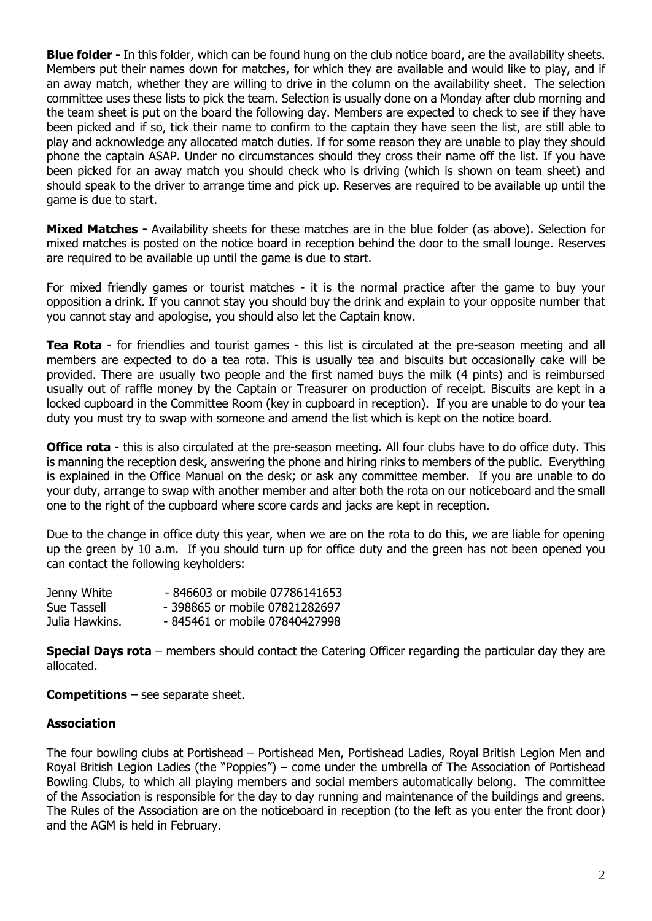**Blue folder -** In this folder, which can be found hung on the club notice board, are the availability sheets. Members put their names down for matches, for which they are available and would like to play, and if an away match, whether they are willing to drive in the column on the availability sheet. The selection committee uses these lists to pick the team. Selection is usually done on a Monday after club morning and the team sheet is put on the board the following day. Members are expected to check to see if they have been picked and if so, tick their name to confirm to the captain they have seen the list, are still able to play and acknowledge any allocated match duties. If for some reason they are unable to play they should phone the captain ASAP. Under no circumstances should they cross their name off the list. If you have been picked for an away match you should check who is driving (which is shown on team sheet) and should speak to the driver to arrange time and pick up. Reserves are required to be available up until the game is due to start.

**Mixed Matches -** Availability sheets for these matches are in the blue folder (as above). Selection for mixed matches is posted on the notice board in reception behind the door to the small lounge. Reserves are required to be available up until the game is due to start.

For mixed friendly games or tourist matches - it is the normal practice after the game to buy your opposition a drink. If you cannot stay you should buy the drink and explain to your opposite number that you cannot stay and apologise, you should also let the Captain know.

**Tea Rota** - for friendlies and tourist games - this list is circulated at the pre-season meeting and all members are expected to do a tea rota. This is usually tea and biscuits but occasionally cake will be provided. There are usually two people and the first named buys the milk (4 pints) and is reimbursed usually out of raffle money by the Captain or Treasurer on production of receipt. Biscuits are kept in a locked cupboard in the Committee Room (key in cupboard in reception). If you are unable to do your tea duty you must try to swap with someone and amend the list which is kept on the notice board.

**Office rota** - this is also circulated at the pre-season meeting. All four clubs have to do office duty. This is manning the reception desk, answering the phone and hiring rinks to members of the public. Everything is explained in the Office Manual on the desk; or ask any committee member. If you are unable to do your duty, arrange to swap with another member and alter both the rota on our noticeboard and the small one to the right of the cupboard where score cards and jacks are kept in reception.

Due to the change in office duty this year, when we are on the rota to do this, we are liable for opening up the green by 10 a.m. If you should turn up for office duty and the green has not been opened you can contact the following keyholders:

| | |
|---|---|
| Jenny White | - 846603 or mobile 07786141653 |
| Sue Tassell | - 398865 or mobile 07821282697 |
| Julia Hawkins. | - 845461 or mobile 07840427998 |

**Special Days rota** – members should contact the Catering Officer regarding the particular day they are allocated.

**Competitions** – see separate sheet.

**Association**

The four bowling clubs at Portishead – Portishead Men, Portishead Ladies, Royal British Legion Men and Royal British Legion Ladies (the "Poppies") – come under the umbrella of The Association of Portishead Bowling Clubs, to which all playing members and social members automatically belong. The committee of the Association is responsible for the day to day running and maintenance of the buildings and greens. The Rules of the Association are on the noticeboard in reception (to the left as you enter the front door) and the AGM is held in February.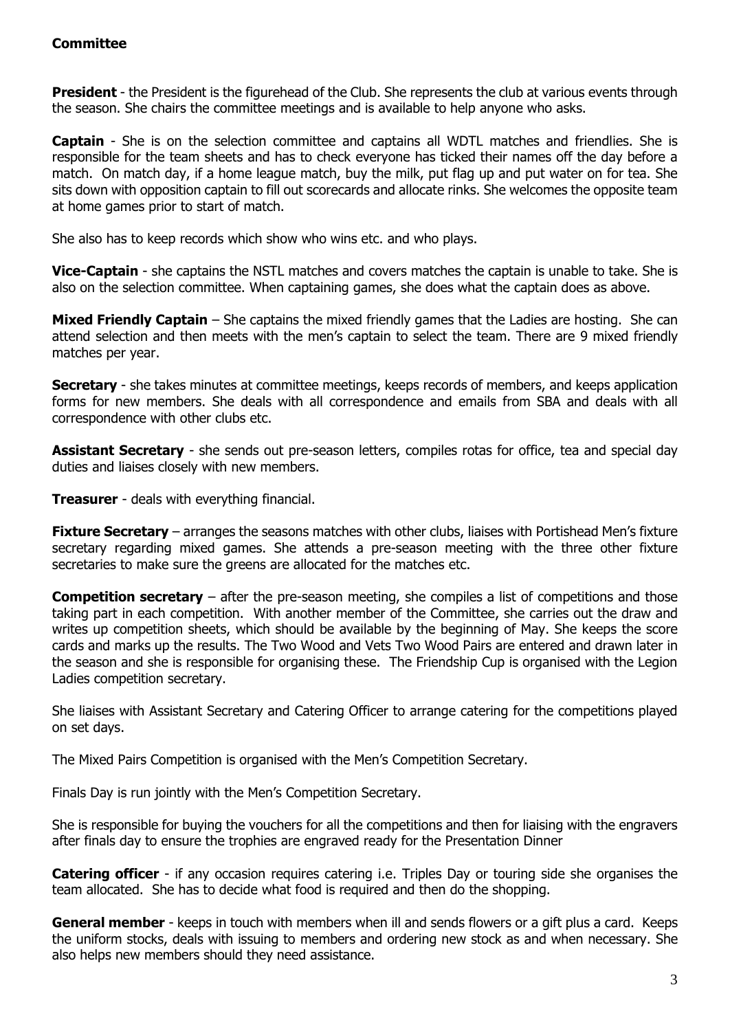**Committee**

**President** - the President is the figurehead of the Club. She represents the club at various events through the season. She chairs the committee meetings and is available to help anyone who asks.

**Captain** - She is on the selection committee and captains all WDTL matches and friendlies. She is responsible for the team sheets and has to check everyone has ticked their names off the day before a match. On match day, if a home league match, buy the milk, put flag up and put water on for tea. She sits down with opposition captain to fill out scorecards and allocate rinks. She welcomes the opposite team at home games prior to start of match.

She also has to keep records which show who wins etc. and who plays.

**Vice-Captain** - she captains the NSTL matches and covers matches the captain is unable to take. She is also on the selection committee. When captaining games, she does what the captain does as above.

**Mixed Friendly Captain** – She captains the mixed friendly games that the Ladies are hosting. She can attend selection and then meets with the men's captain to select the team. There are 9 mixed friendly matches per year.

**Secretary** - she takes minutes at committee meetings, keeps records of members, and keeps application forms for new members. She deals with all correspondence and emails from SBA and deals with all correspondence with other clubs etc.

**Assistant Secretary** - she sends out pre-season letters, compiles rotas for office, tea and special day duties and liaises closely with new members.

**Treasurer** - deals with everything financial.

**Fixture Secretary** – arranges the seasons matches with other clubs, liaises with Portishead Men's fixture secretary regarding mixed games. She attends a pre-season meeting with the three other fixture secretaries to make sure the greens are allocated for the matches etc.

**Competition secretary** – after the pre-season meeting, she compiles a list of competitions and those taking part in each competition. With another member of the Committee, she carries out the draw and writes up competition sheets, which should be available by the beginning of May. She keeps the score cards and marks up the results. The Two Wood and Vets Two Wood Pairs are entered and drawn later in the season and she is responsible for organising these. The Friendship Cup is organised with the Legion Ladies competition secretary.

She liaises with Assistant Secretary and Catering Officer to arrange catering for the competitions played on set days.

The Mixed Pairs Competition is organised with the Men's Competition Secretary.

Finals Day is run jointly with the Men's Competition Secretary.

She is responsible for buying the vouchers for all the competitions and then for liaising with the engravers after finals day to ensure the trophies are engraved ready for the Presentation Dinner

**Catering officer** - if any occasion requires catering i.e. Triples Day or touring side she organises the team allocated. She has to decide what food is required and then do the shopping.

**General member** - keeps in touch with members when ill and sends flowers or a gift plus a card. Keeps the uniform stocks, deals with issuing to members and ordering new stock as and when necessary. She also helps new members should they need assistance.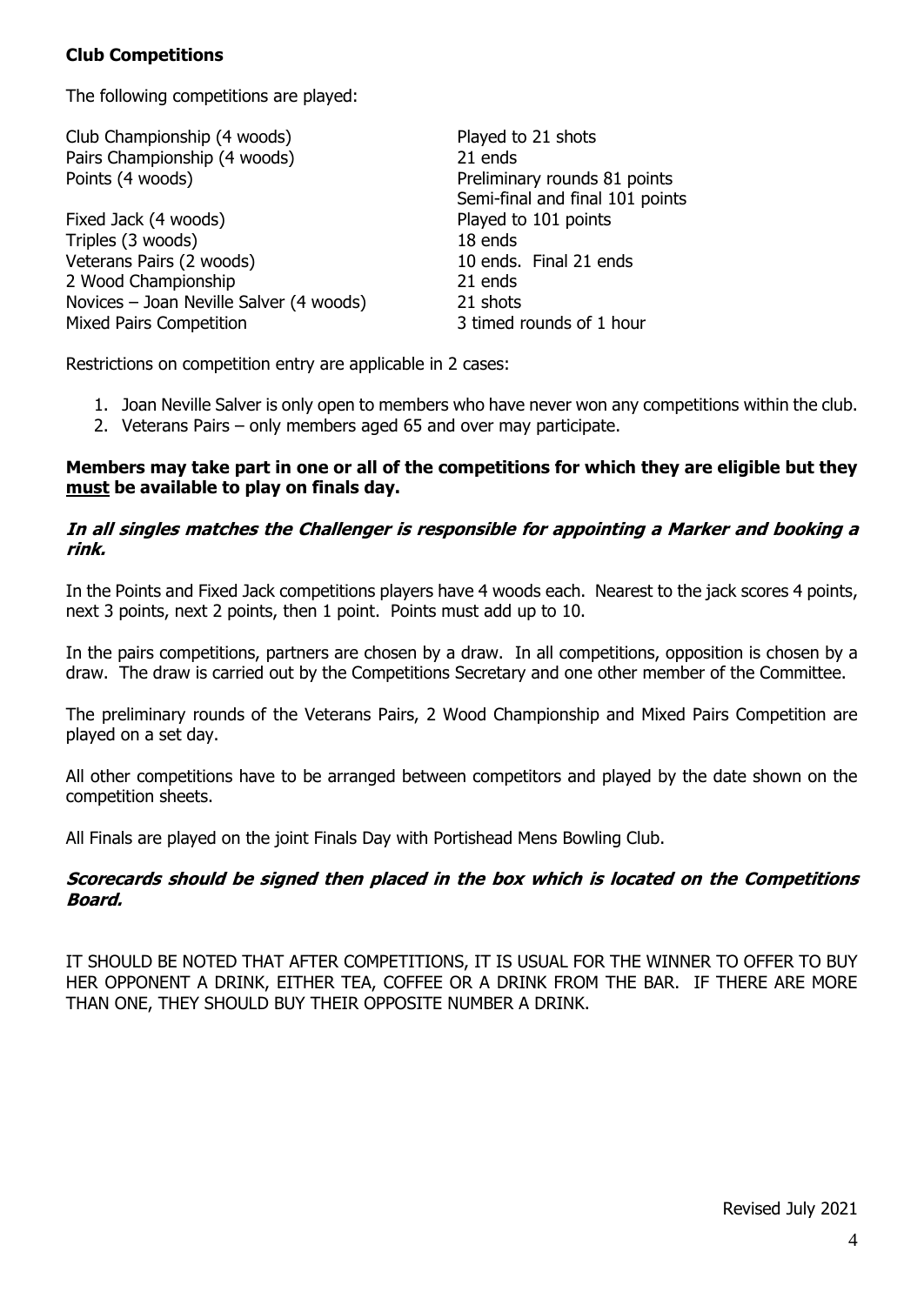**Club Competitions**

The following competitions are played:

| | |
|---|---|
| Club Championship (4 woods) | Played to 21 shots |
| Pairs Championship (4 woods) | 21 ends |
| Points (4 woods) | Preliminary rounds 81 points<br>Semi-final and final 101 points |
| Fixed Jack (4 woods) | Played to 101 points |
| Triples (3 woods) | 18 ends |
| Veterans Pairs (2 woods) | 10 ends. Final 21 ends |
| 2 Wood Championship | 21 ends |
| Novices – Joan Neville Salver (4 woods) | 21 shots |
| Mixed Pairs Competition | 3 timed rounds of 1 hour |

Restrictions on competition entry are applicable in 2 cases:

1. Joan Neville Salver is only open to members who have never won any competitions within the club.
2. Veterans Pairs – only members aged 65 and over may participate.

**Members may take part in one or all of the competitions for which they are eligible but they <u>must</u> be available to play on finals day.**

***In all singles matches the Challenger is responsible for appointing a Marker and booking a rink.***

In the Points and Fixed Jack competitions players have 4 woods each. Nearest to the jack scores 4 points, next 3 points, next 2 points, then 1 point. Points must add up to 10.

In the pairs competitions, partners are chosen by a draw. In all competitions, opposition is chosen by a draw. The draw is carried out by the Competitions Secretary and one other member of the Committee.

The preliminary rounds of the Veterans Pairs, 2 Wood Championship and Mixed Pairs Competition are played on a set day.

All other competitions have to be arranged between competitors and played by the date shown on the competition sheets.

All Finals are played on the joint Finals Day with Portishead Mens Bowling Club.

***Scorecards should be signed then placed in the box which is located on the Competitions Board.***

IT SHOULD BE NOTED THAT AFTER COMPETITIONS, IT IS USUAL FOR THE WINNER TO OFFER TO BUY HER OPPONENT A DRINK, EITHER TEA, COFFEE OR A DRINK FROM THE BAR. IF THERE ARE MORE THAN ONE, THEY SHOULD BUY THEIR OPPOSITE NUMBER A DRINK.

Revised July 2021